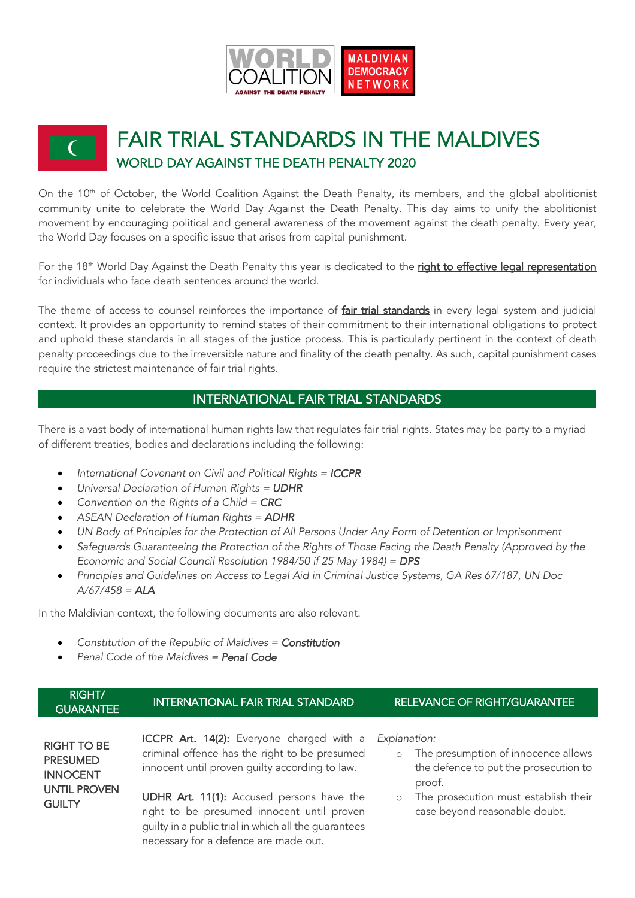# FAIR TRIAL STANDARDS IN THE MALDIVES

## WORLD DAY AGAINST THE DEATH PENALTY 2020

On the 10th of October, the World Coalition Against the Death Penalty, its members, and the global abolitionist community unite to celebrate the World Day Against the Death Penalty. This day aims to unify the abolitionist movement by encouraging political and general awareness of the movement against the death penalty. Every year, the World Day focuses on a specific issue that arises from capital punishment.

For the 18th World Day Against the Death Penalty this year is dedicated to the right to effective legal representation for individuals who face death sentences around the world.

The theme of access to counsel reinforces the importance of fair trial standards in every legal system and judicial context. It provides an opportunity to remind states of their commitment to their international obligations to protect and uphold these standards in all stages of the justice process. This is particularly pertinent in the context of death penalty proceedings due to the irreversible nature and finality of the death penalty. As such, capital punishment cases require the strictest maintenance of fair trial rights.

## INTERNATIONAL FAIR TRIAL STANDARDS

There is a vast body of international human rights law that regulates fair trial rights. States may be party to a myriad of different treaties, bodies and declarations including the following:

- *International Covenant on Civil and Political Rights = **ICCPR***
- *Universal Declaration of Human Rights = **UDHR***
- *Convention on the Rights of a Child = **CRC***
- *ASEAN Declaration of Human Rights = **ADHR***
- *UN Body of Principles for the Protection of All Persons Under Any Form of Detention or Imprisonment*
- *Safeguards Guaranteeing the Protection of the Rights of Those Facing the Death Penalty (Approved by the Economic and Social Council Resolution 1984/50 if 25 May 1984) = **DPS***
- *Principles and Guidelines on Access to Legal Aid in Criminal Justice Systems, GA Res 67/187, UN Doc A/67/458 = **ALA***

In the Maldivian context, the following documents are also relevant.

- *Constitution of the Republic of Maldives = **Constitution***
- *Penal Code of the Maldives = **Penal Code***

| RIGHT/ GUARANTEE | INTERNATIONAL FAIR TRIAL STANDARD | RELEVANCE OF RIGHT/GUARANTEE |
|---|---|---|
| RIGHT TO BE PRESUMED INNOCENT UNTIL PROVEN GUILTY | **ICCPR Art. 14(2):** Everyone charged with a criminal offence has the right to be presumed innocent until proven guilty according to law.<br><br>**UDHR Art. 11(1):** Accused persons have the right to be presumed innocent until proven guilty in a public trial in which all the guarantees necessary for a defence are made out. | *Explanation:*<br>◦ The presumption of innocence allows the defence to put the prosecution to proof.<br>◦ The prosecution must establish their case beyond reasonable doubt. |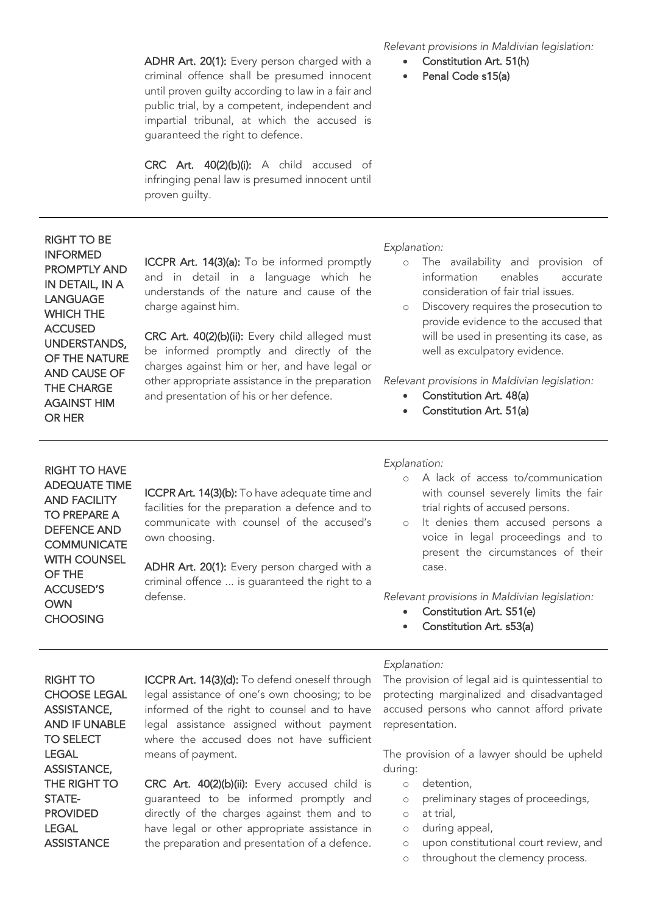| | | |
|---|---|---|
| | **ADHR Art. 20(1):** Every person charged with a criminal offence shall be presumed innocent until proven guilty according to law in a fair and public trial, by a competent, independent and impartial tribunal, at which the accused is guaranteed the right to defence.<br><br>**CRC Art. 40(2)(b)(i):** A child accused of infringing penal law is presumed innocent until proven guilty. | *Relevant provisions in Maldivian legislation:*<br>• Constitution Art. 51(h)<br>• Penal Code s15(a) |
| RIGHT TO BE INFORMED PROMPTLY AND IN DETAIL, IN A LANGUAGE WHICH THE ACCUSED UNDERSTANDS, OF THE NATURE AND CAUSE OF THE CHARGE AGAINST HIM OR HER | **ICCPR Art. 14(3)(a):** To be informed promptly and in detail in a language which he understands of the nature and cause of the charge against him.<br><br>**CRC Art. 40(2)(b)(ii):** Every child alleged must be informed promptly and directly of the charges against him or her, and have legal or other appropriate assistance in the preparation and presentation of his or her defence. | *Explanation:*<br>o The availability and provision of information enables accurate consideration of fair trial issues.<br>o Discovery requires the prosecution to provide evidence to the accused that will be used in presenting its case, as well as exculpatory evidence.<br><br>*Relevant provisions in Maldivian legislation:*<br>• Constitution Art. 48(a)<br>• Constitution Art. 51(a) |
| RIGHT TO HAVE ADEQUATE TIME AND FACILITY TO PREPARE A DEFENCE AND COMMUNICATE WITH COUNSEL OF THE ACCUSED'S OWN CHOOSING | **ICCPR Art. 14(3)(b):** To have adequate time and facilities for the preparation a defence and to communicate with counsel of the accused's own choosing.<br><br>**ADHR Art. 20(1):** Every person charged with a criminal offence ... is guaranteed the right to a defense. | *Explanation:*<br>o A lack of access to/communication with counsel severely limits the fair trial rights of accused persons.<br>o It denies them accused persons a voice in legal proceedings and to present the circumstances of their case.<br><br>*Relevant provisions in Maldivian legislation:*<br>• Constitution Art. S51(e)<br>• Constitution Art. s53(a) |
| RIGHT TO CHOOSE LEGAL ASSISTANCE, AND IF UNABLE TO SELECT LEGAL ASSISTANCE, THE RIGHT TO STATE-PROVIDED LEGAL ASSISTANCE | **ICCPR Art. 14(3)(d):** To defend oneself through legal assistance of one's own choosing; to be informed of the right to counsel and to have legal assistance assigned without payment where the accused does not have sufficient means of payment.<br><br>**CRC Art. 40(2)(b)(ii):** Every accused child is guaranteed to be informed promptly and directly of the charges against them and to have legal or other appropriate assistance in the preparation and presentation of a defence. | *Explanation:*<br>The provision of legal aid is quintessential to protecting marginalized and disadvantaged accused persons who cannot afford private representation.<br><br>The provision of a lawyer should be upheld during:<br>o detention,<br>o preliminary stages of proceedings,<br>o at trial,<br>o during appeal,<br>o upon constitutional court review, and<br>o throughout the clemency process. |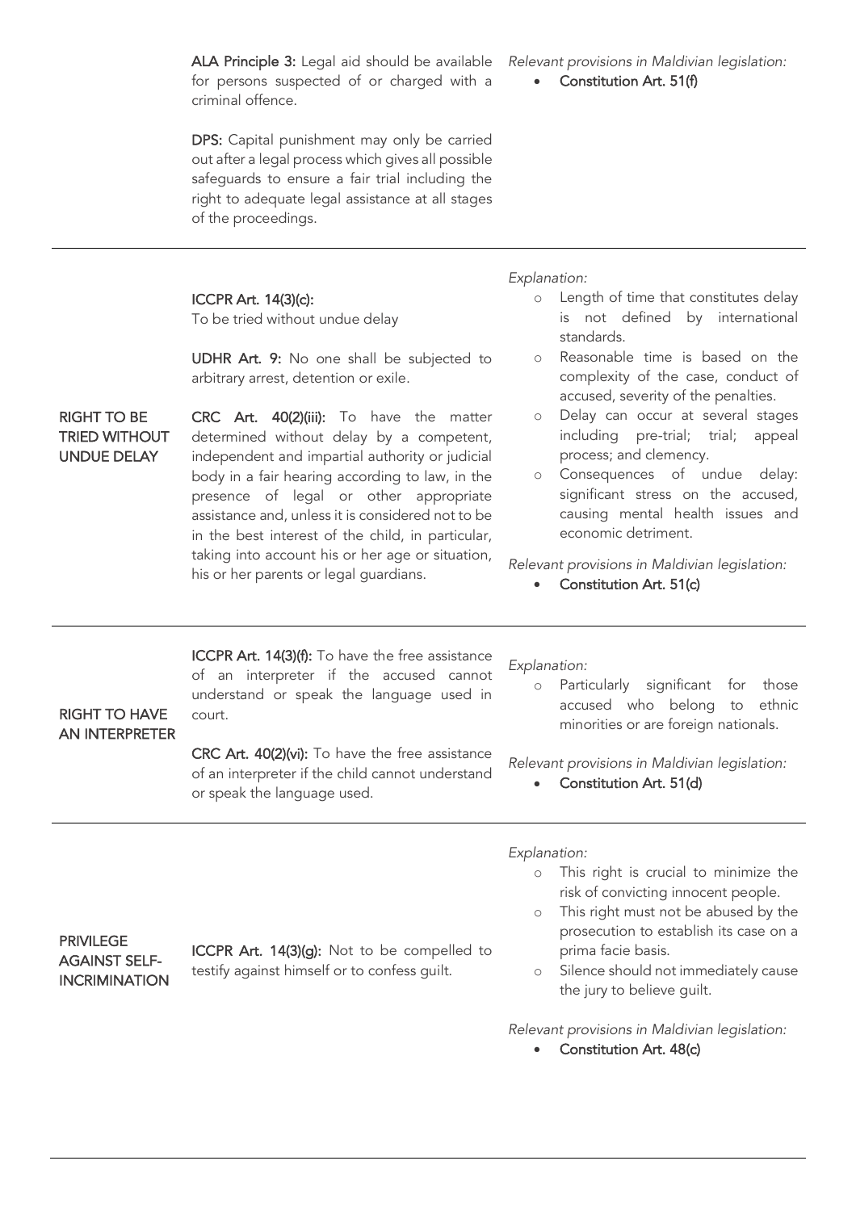| | | |
|---|---|---|
| | **ALA Principle 3:** Legal aid should be available for persons suspected of or charged with a criminal offence.<br><br>**DPS:** Capital punishment may only be carried out after a legal process which gives all possible safeguards to ensure a fair trial including the right to adequate legal assistance at all stages of the proceedings. | *Relevant provisions in Maldivian legislation:*<br>• **Constitution Art. 51(f)** |
| **RIGHT TO BE TRIED WITHOUT UNDUE DELAY** | **ICCPR Art. 14(3)(c):** To be tried without undue delay<br><br>**UDHR Art. 9:** No one shall be subjected to arbitrary arrest, detention or exile.<br><br>**CRC Art. 40(2)(iii):** To have the matter determined without delay by a competent, independent and impartial authority or judicial body in a fair hearing according to law, in the presence of legal or other appropriate assistance and, unless it is considered not to be in the best interest of the child, in particular, taking into account his or her age or situation, his or her parents or legal guardians. | *Explanation:*<br>○ Length of time that constitutes delay is not defined by international standards.<br>○ Reasonable time is based on the complexity of the case, conduct of accused, severity of the penalties.<br>○ Delay can occur at several stages including pre-trial; trial; appeal process; and clemency.<br>○ Consequences of undue delay: significant stress on the accused, causing mental health issues and economic detriment.<br><br>*Relevant provisions in Maldivian legislation:*<br>• **Constitution Art. 51(c)** |
| **RIGHT TO HAVE AN INTERPRETER** | **ICCPR Art. 14(3)(f):** To have the free assistance of an interpreter if the accused cannot understand or speak the language used in court.<br><br>**CRC Art. 40(2)(vi):** To have the free assistance of an interpreter if the child cannot understand or speak the language used. | *Explanation:*<br>○ Particularly significant for those accused who belong to ethnic minorities or are foreign nationals.<br><br>*Relevant provisions in Maldivian legislation:*<br>• **Constitution Art. 51(d)** |
| **PRIVILEGE AGAINST SELF-INCRIMINATION** | **ICCPR Art. 14(3)(g):** Not to be compelled to testify against himself or to confess guilt. | *Explanation:*<br>○ This right is crucial to minimize the risk of convicting innocent people.<br>○ This right must not be abused by the prosecution to establish its case on a prima facie basis.<br>○ Silence should not immediately cause the jury to believe guilt.<br><br>*Relevant provisions in Maldivian legislation:*<br>• **Constitution Art. 48(c)** |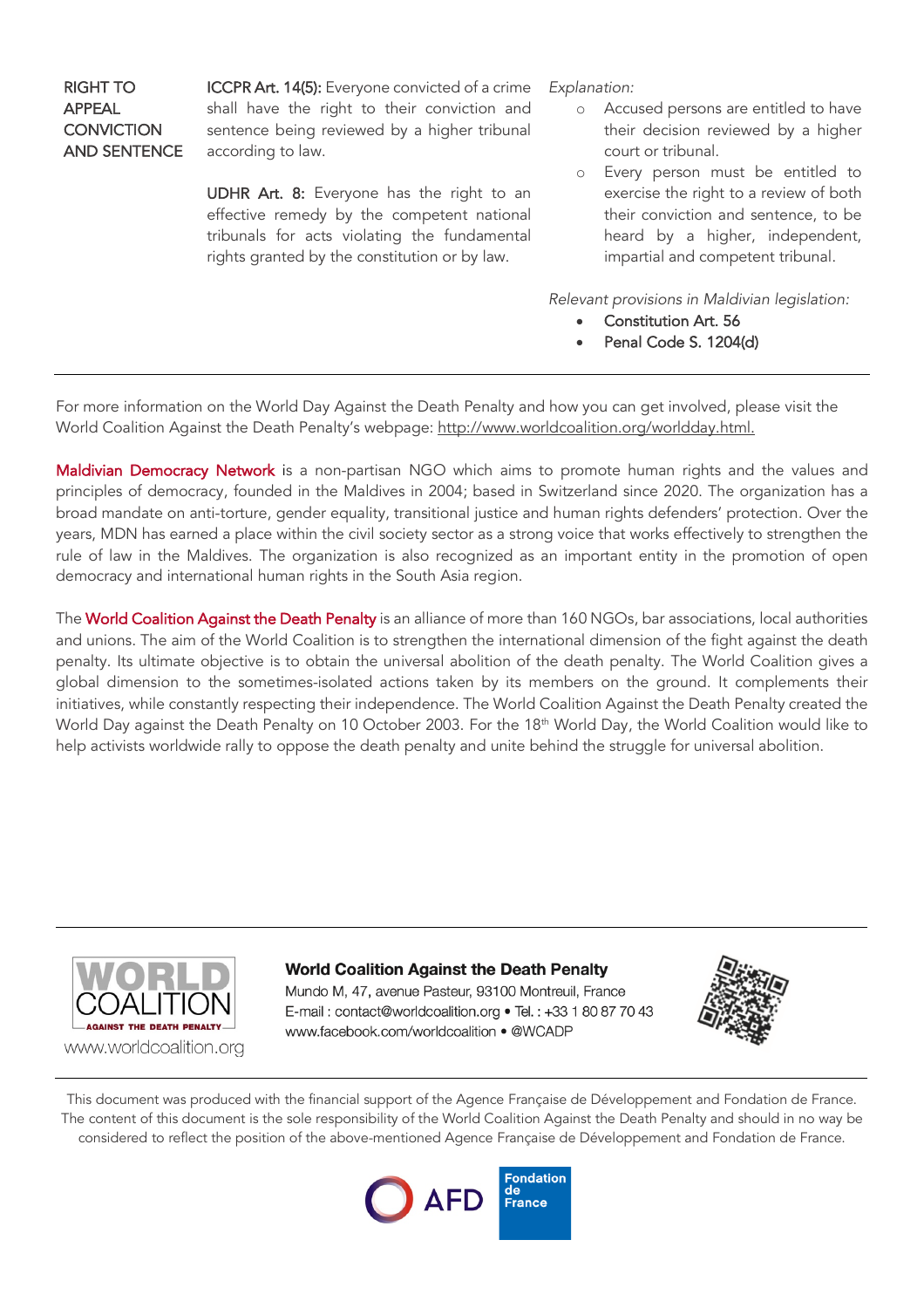| | | |
|---|---|---|
| RIGHT TO APPEAL CONVICTION AND SENTENCE | **ICCPR Art. 14(5):** Everyone convicted of a crime shall have the right to their conviction and sentence being reviewed by a higher tribunal according to law.<br><br>**UDHR Art. 8:** Everyone has the right to an effective remedy by the competent national tribunals for acts violating the fundamental rights granted by the constitution or by law. | *Explanation:*<br>o Accused persons are entitled to have their decision reviewed by a higher court or tribunal.<br>o Every person must be entitled to exercise the right to a review of both their conviction and sentence, to be heard by a higher, independent, impartial and competent tribunal.<br><br>*Relevant provisions in Maldivian legislation:*<br>• Constitution Art. 56<br>• Penal Code S. 1204(d) |

For more information on the World Day Against the Death Penalty and how you can get involved, please visit the World Coalition Against the Death Penalty's webpage: http://www.worldcoalition.org/worldday.html.

Maldivian Democracy Network is a non-partisan NGO which aims to promote human rights and the values and principles of democracy, founded in the Maldives in 2004; based in Switzerland since 2020. The organization has a broad mandate on anti-torture, gender equality, transitional justice and human rights defenders' protection. Over the years, MDN has earned a place within the civil society sector as a strong voice that works effectively to strengthen the rule of law in the Maldives. The organization is also recognized as an important entity in the promotion of open democracy and international human rights in the South Asia region.

The World Coalition Against the Death Penalty is an alliance of more than 160 NGOs, bar associations, local authorities and unions. The aim of the World Coalition is to strengthen the international dimension of the fight against the death penalty. Its ultimate objective is to obtain the universal abolition of the death penalty. The World Coalition gives a global dimension to the sometimes-isolated actions taken by its members on the ground. It complements their initiatives, while constantly respecting their independence. The World Coalition Against the Death Penalty created the World Day against the Death Penalty on 10 October 2003. For the 18th World Day, the World Coalition would like to help activists worldwide rally to oppose the death penalty and unite behind the struggle for universal abolition.

WORLD COALITION AGAINST THE DEATH PENALTY
www.worldcoalition.org

**World Coalition Against the Death Penalty**
Mundo M, 47, avenue Pasteur, 93100 Montreuil, France
E-mail : contact@worldcoalition.org • Tel. : +33 1 80 87 70 43
www.facebook.com/worldcoalition • @WCADP

This document was produced with the financial support of the Agence Française de Développement and Fondation de France. The content of this document is the sole responsibility of the World Coalition Against the Death Penalty and should in no way be considered to reflect the position of the above-mentioned Agence Française de Développement and Fondation de France.

AFD Fondation de France